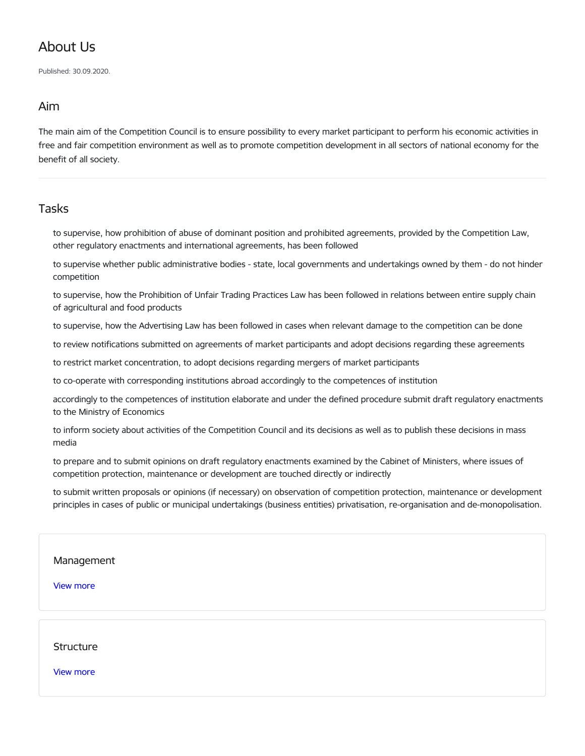# About Us

Published: 30.09.2020.

## Aim

The main aim of the Competition Council is to ensure possibility to every market participant to perform his economic activities in free and fair competition environment as well as to promote competition development in all sectors of national economy for the benefit of all society.

---

## Tasks

- to supervise, how prohibition of abuse of dominant position and prohibited agreements, provided by the Competition Law, other regulatory enactments and international agreements, has been followed
- to supervise whether public administrative bodies - state, local governments and undertakings owned by them - do not hinder competition
- to supervise, how the Prohibition of Unfair Trading Practices Law has been followed in relations between entire supply chain of agricultural and food products
- to supervise, how the Advertising Law has been followed in cases when relevant damage to the competition can be done
- to review notifications submitted on agreements of market participants and adopt decisions regarding these agreements
- to restrict market concentration, to adopt decisions regarding mergers of market participants
- to co-operate with corresponding institutions abroad accordingly to the competences of institution
- accordingly to the competences of institution elaborate and under the defined procedure submit draft regulatory enactments to the Ministry of Economics
- to inform society about activities of the Competition Council and its decisions as well as to publish these decisions in mass media
- to prepare and to submit opinions on draft regulatory enactments examined by the Cabinet of Ministers, where issues of competition protection, maintenance or development are touched directly or indirectly
- to submit written proposals or opinions (if necessary) on observation of competition protection, maintenance or development principles in cases of public or municipal undertakings (business entities) privatisation, re-organisation and de-monopolisation.

### Management

View more

### Structure

View more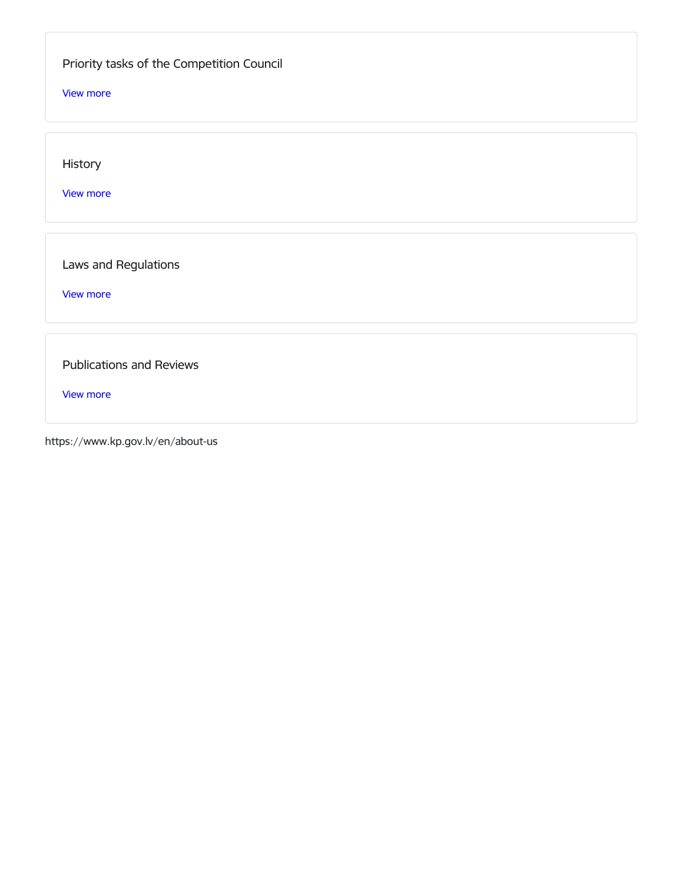Priority tasks of the Competition Council

View more

History

View more

Laws and Regulations

View more

Publications and Reviews

View more

https://www.kp.gov.lv/en/about-us